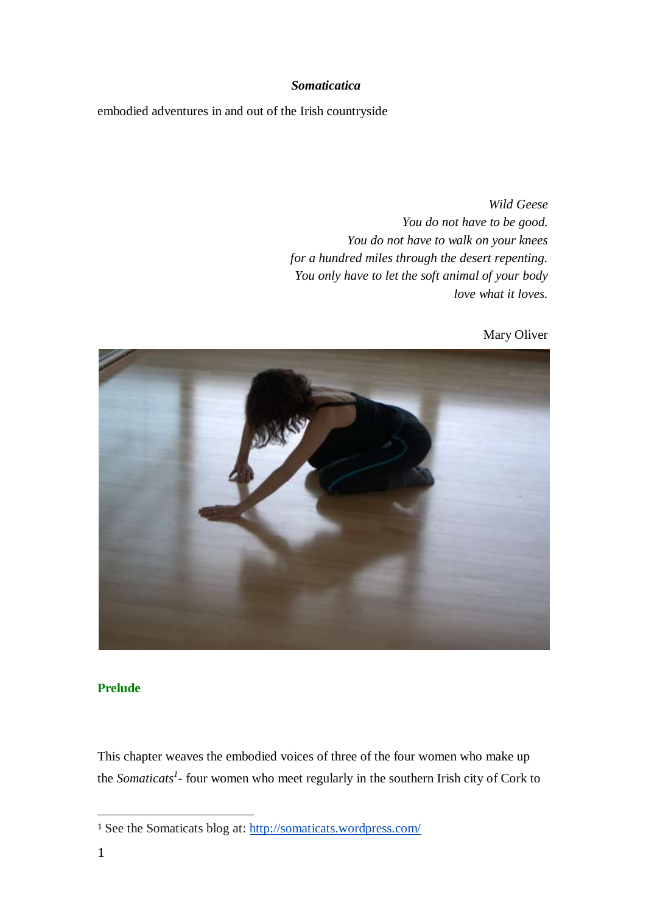***Somaticatica***

embodied adventures in and out of the Irish countryside

*Wild Geese*
*You do not have to be good.*
*You do not have to walk on your knees*
*for a hundred miles through the desert repenting.*
*You only have to let the soft animal of your body*
*love what it loves.*

Mary Oliver

## Prelude

This chapter weaves the embodied voices of three of the four women who make up the *Somaticats*[1]- four women who meet regularly in the southern Irish city of Cork to

[1] See the Somaticats blog at: http://somaticats.wordpress.com/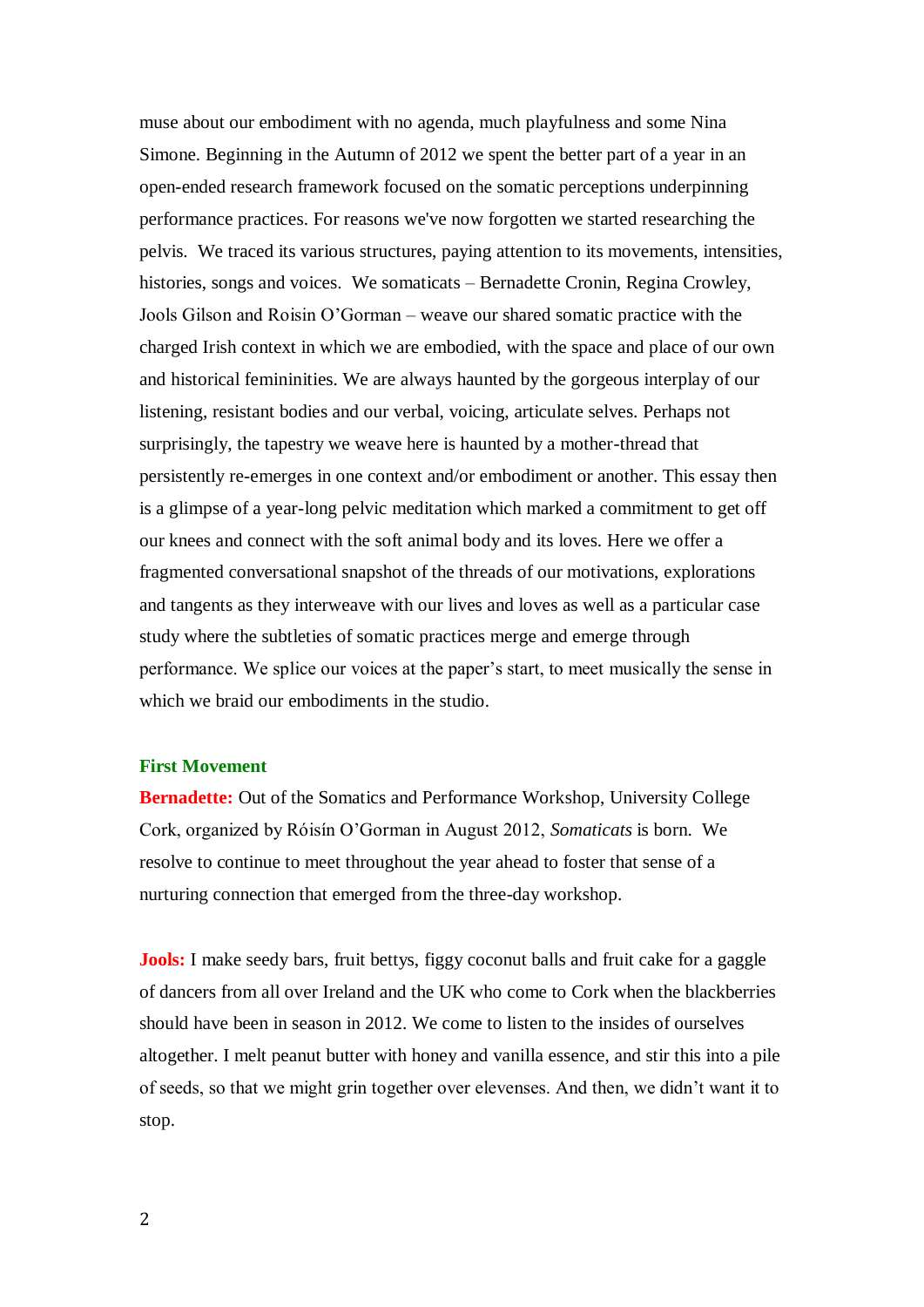muse about our embodiment with no agenda, much playfulness and some Nina Simone. Beginning in the Autumn of 2012 we spent the better part of a year in an open-ended research framework focused on the somatic perceptions underpinning performance practices. For reasons we've now forgotten we started researching the pelvis. We traced its various structures, paying attention to its movements, intensities, histories, songs and voices. We somaticats – Bernadette Cronin, Regina Crowley, Jools Gilson and Roisin O'Gorman – weave our shared somatic practice with the charged Irish context in which we are embodied, with the space and place of our own and historical femininities. We are always haunted by the gorgeous interplay of our listening, resistant bodies and our verbal, voicing, articulate selves. Perhaps not surprisingly, the tapestry we weave here is haunted by a mother-thread that persistently re-emerges in one context and/or embodiment or another. This essay then is a glimpse of a year-long pelvic meditation which marked a commitment to get off our knees and connect with the soft animal body and its loves. Here we offer a fragmented conversational snapshot of the threads of our motivations, explorations and tangents as they interweave with our lives and loves as well as a particular case study where the subtleties of somatic practices merge and emerge through performance. We splice our voices at the paper's start, to meet musically the sense in which we braid our embodiments in the studio.

## First Movement

**Bernadette:** Out of the Somatics and Performance Workshop, University College Cork, organized by Róisín O'Gorman in August 2012, *Somaticats* is born. We resolve to continue to meet throughout the year ahead to foster that sense of a nurturing connection that emerged from the three-day workshop.

**Jools:** I make seedy bars, fruit bettys, figgy coconut balls and fruit cake for a gaggle of dancers from all over Ireland and the UK who come to Cork when the blackberries should have been in season in 2012. We come to listen to the insides of ourselves altogether. I melt peanut butter with honey and vanilla essence, and stir this into a pile of seeds, so that we might grin together over elevenses. And then, we didn't want it to stop.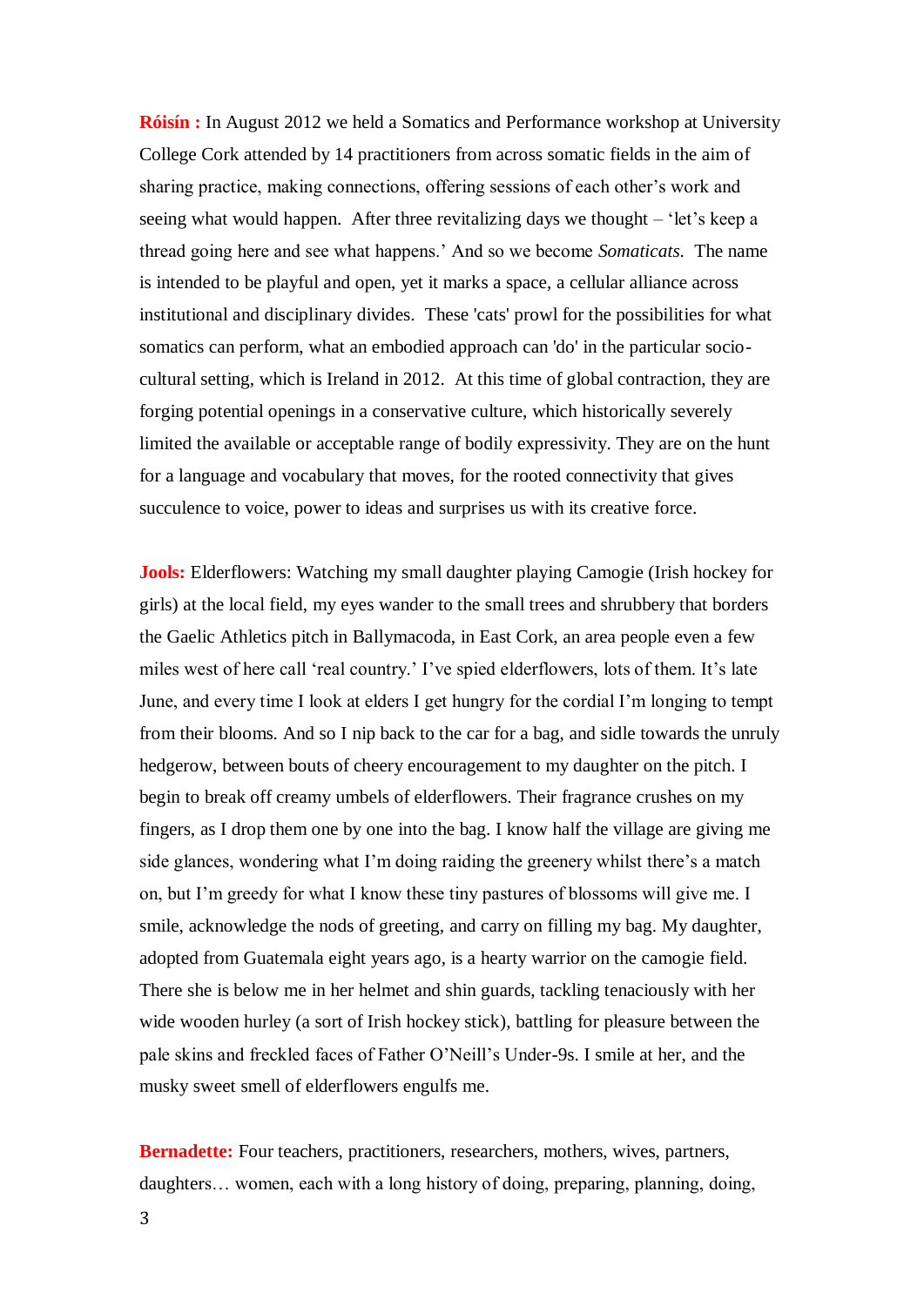**Róisín :** In August 2012 we held a Somatics and Performance workshop at University College Cork attended by 14 practitioners from across somatic fields in the aim of sharing practice, making connections, offering sessions of each other's work and seeing what would happen. After three revitalizing days we thought – 'let's keep a thread going here and see what happens.' And so we become *Somaticats*. The name is intended to be playful and open, yet it marks a space, a cellular alliance across institutional and disciplinary divides. These 'cats' prowl for the possibilities for what somatics can perform, what an embodied approach can 'do' in the particular socio-cultural setting, which is Ireland in 2012. At this time of global contraction, they are forging potential openings in a conservative culture, which historically severely limited the available or acceptable range of bodily expressivity. They are on the hunt for a language and vocabulary that moves, for the rooted connectivity that gives succulence to voice, power to ideas and surprises us with its creative force.

**Jools:** Elderflowers: Watching my small daughter playing Camogie (Irish hockey for girls) at the local field, my eyes wander to the small trees and shrubbery that borders the Gaelic Athletics pitch in Ballymacoda, in East Cork, an area people even a few miles west of here call 'real country.' I've spied elderflowers, lots of them. It's late June, and every time I look at elders I get hungry for the cordial I'm longing to tempt from their blooms. And so I nip back to the car for a bag, and sidle towards the unruly hedgerow, between bouts of cheery encouragement to my daughter on the pitch. I begin to break off creamy umbels of elderflowers. Their fragrance crushes on my fingers, as I drop them one by one into the bag. I know half the village are giving me side glances, wondering what I'm doing raiding the greenery whilst there's a match on, but I'm greedy for what I know these tiny pastures of blossoms will give me. I smile, acknowledge the nods of greeting, and carry on filling my bag. My daughter, adopted from Guatemala eight years ago, is a hearty warrior on the camogie field. There she is below me in her helmet and shin guards, tackling tenaciously with her wide wooden hurley (a sort of Irish hockey stick), battling for pleasure between the pale skins and freckled faces of Father O'Neill's Under-9s. I smile at her, and the musky sweet smell of elderflowers engulfs me.

**Bernadette:** Four teachers, practitioners, researchers, mothers, wives, partners, daughters… women, each with a long history of doing, preparing, planning, doing,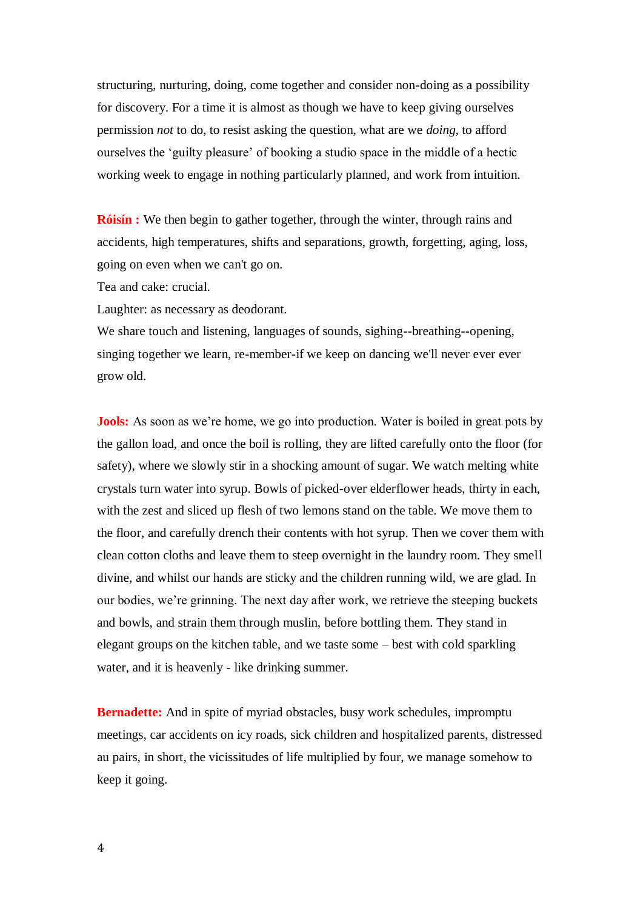structuring, nurturing, doing, come together and consider non-doing as a possibility for discovery. For a time it is almost as though we have to keep giving ourselves permission *not* to do, to resist asking the question, what are we *doing*, to afford ourselves the 'guilty pleasure' of booking a studio space in the middle of a hectic working week to engage in nothing particularly planned, and work from intuition.

**Róisín :** We then begin to gather together, through the winter, through rains and accidents, high temperatures, shifts and separations, growth, forgetting, aging, loss, going on even when we can't go on.
Tea and cake: crucial.
Laughter: as necessary as deodorant.
We share touch and listening, languages of sounds, sighing--breathing--opening, singing together we learn, re-member-if we keep on dancing we'll never ever ever grow old.

**Jools:** As soon as we're home, we go into production. Water is boiled in great pots by the gallon load, and once the boil is rolling, they are lifted carefully onto the floor (for safety), where we slowly stir in a shocking amount of sugar. We watch melting white crystals turn water into syrup. Bowls of picked-over elderflower heads, thirty in each, with the zest and sliced up flesh of two lemons stand on the table. We move them to the floor, and carefully drench their contents with hot syrup. Then we cover them with clean cotton cloths and leave them to steep overnight in the laundry room. They smell divine, and whilst our hands are sticky and the children running wild, we are glad. In our bodies, we're grinning. The next day after work, we retrieve the steeping buckets and bowls, and strain them through muslin, before bottling them. They stand in elegant groups on the kitchen table, and we taste some – best with cold sparkling water, and it is heavenly - like drinking summer.

**Bernadette:** And in spite of myriad obstacles, busy work schedules, impromptu meetings, car accidents on icy roads, sick children and hospitalized parents, distressed au pairs, in short, the vicissitudes of life multiplied by four, we manage somehow to keep it going.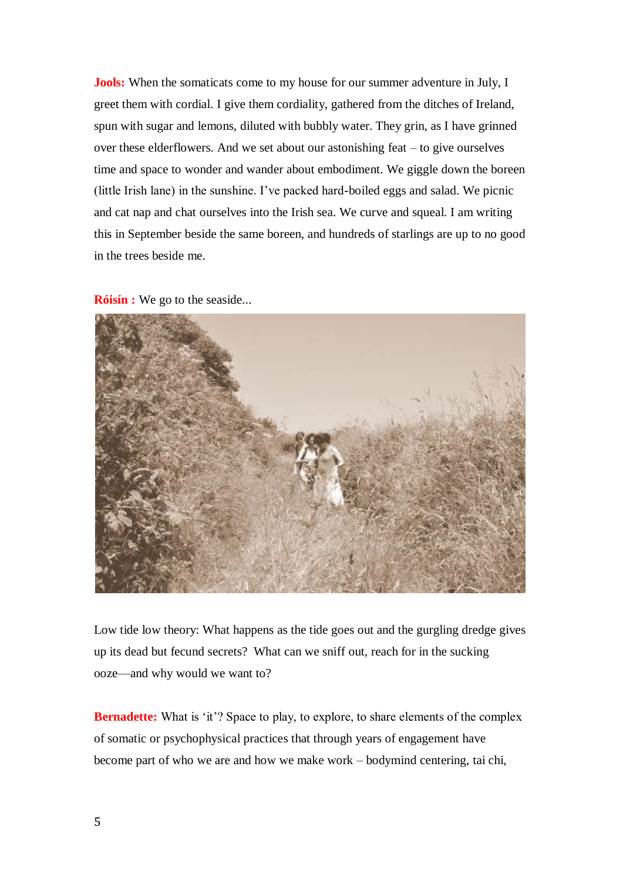**Jools:** When the somaticats come to my house for our summer adventure in July, I greet them with cordial. I give them cordiality, gathered from the ditches of Ireland, spun with sugar and lemons, diluted with bubbly water. They grin, as I have grinned over these elderflowers. And we set about our astonishing feat – to give ourselves time and space to wonder and wander about embodiment. We giggle down the boreen (little Irish lane) in the sunshine. I've packed hard-boiled eggs and salad. We picnic and cat nap and chat ourselves into the Irish sea. We curve and squeal. I am writing this in September beside the same boreen, and hundreds of starlings are up to no good in the trees beside me.

**Róisín :** We go to the seaside...

Low tide low theory: What happens as the tide goes out and the gurgling dredge gives up its dead but fecund secrets? What can we sniff out, reach for in the sucking ooze—and why would we want to?

**Bernadette:** What is 'it'? Space to play, to explore, to share elements of the complex of somatic or psychophysical practices that through years of engagement have become part of who we are and how we make work – bodymind centering, tai chi,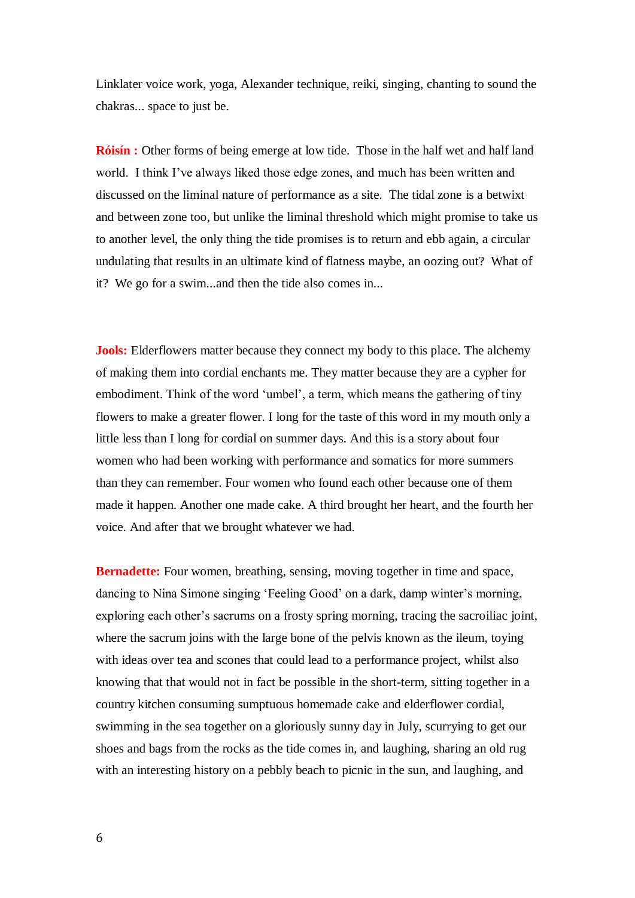Linklater voice work, yoga, Alexander technique, reiki, singing, chanting to sound the chakras... space to just be.

**Róisín :** Other forms of being emerge at low tide. Those in the half wet and half land world. I think I've always liked those edge zones, and much has been written and discussed on the liminal nature of performance as a site. The tidal zone is a betwixt and between zone too, but unlike the liminal threshold which might promise to take us to another level, the only thing the tide promises is to return and ebb again, a circular undulating that results in an ultimate kind of flatness maybe, an oozing out? What of it? We go for a swim...and then the tide also comes in...

**Jools:** Elderflowers matter because they connect my body to this place. The alchemy of making them into cordial enchants me. They matter because they are a cypher for embodiment. Think of the word 'umbel', a term, which means the gathering of tiny flowers to make a greater flower. I long for the taste of this word in my mouth only a little less than I long for cordial on summer days. And this is a story about four women who had been working with performance and somatics for more summers than they can remember. Four women who found each other because one of them made it happen. Another one made cake. A third brought her heart, and the fourth her voice. And after that we brought whatever we had.

**Bernadette:** Four women, breathing, sensing, moving together in time and space, dancing to Nina Simone singing 'Feeling Good' on a dark, damp winter's morning, exploring each other's sacrums on a frosty spring morning, tracing the sacroiliac joint, where the sacrum joins with the large bone of the pelvis known as the ileum, toying with ideas over tea and scones that could lead to a performance project, whilst also knowing that that would not in fact be possible in the short-term, sitting together in a country kitchen consuming sumptuous homemade cake and elderflower cordial, swimming in the sea together on a gloriously sunny day in July, scurrying to get our shoes and bags from the rocks as the tide comes in, and laughing, sharing an old rug with an interesting history on a pebbly beach to picnic in the sun, and laughing, and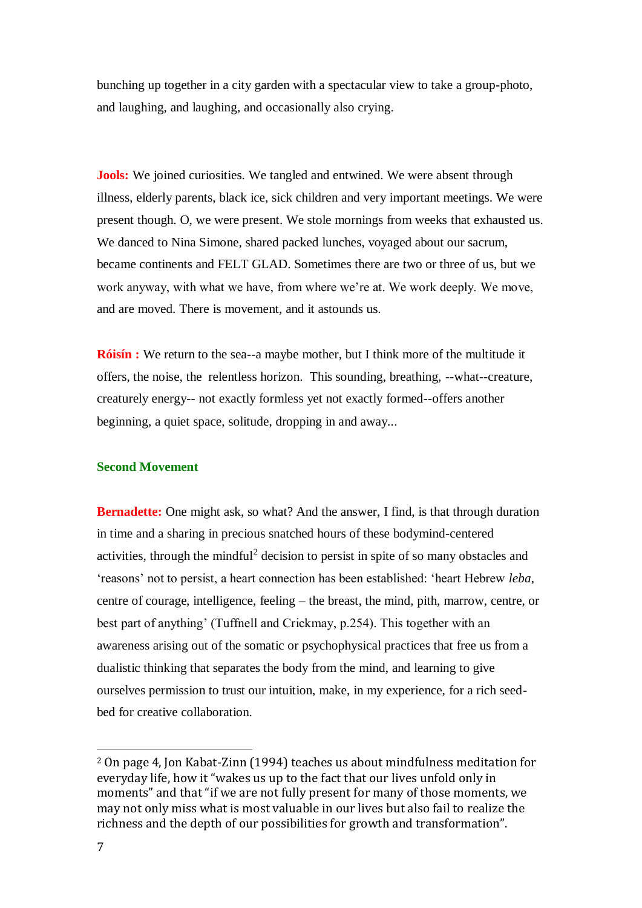bunching up together in a city garden with a spectacular view to take a group-photo, and laughing, and laughing, and occasionally also crying.

**Jools:** We joined curiosities. We tangled and entwined. We were absent through illness, elderly parents, black ice, sick children and very important meetings. We were present though. O, we were present. We stole mornings from weeks that exhausted us. We danced to Nina Simone, shared packed lunches, voyaged about our sacrum, became continents and FELT GLAD. Sometimes there are two or three of us, but we work anyway, with what we have, from where we're at. We work deeply. We move, and are moved. There is movement, and it astounds us.

**Róisín :** We return to the sea--a maybe mother, but I think more of the multitude it offers, the noise, the relentless horizon. This sounding, breathing, --what--creature, creaturely energy-- not exactly formless yet not exactly formed--offers another beginning, a quiet space, solitude, dropping in and away...

**Second Movement**

**Bernadette:** One might ask, so what? And the answer, I find, is that through duration in time and a sharing in precious snatched hours of these bodymind-centered activities, through the mindful[2] decision to persist in spite of so many obstacles and 'reasons' not to persist, a heart connection has been established: 'heart Hebrew *leba*, centre of courage, intelligence, feeling – the breast, the mind, pith, marrow, centre, or best part of anything' (Tuffnell and Crickmay, p.254). This together with an awareness arising out of the somatic or psychophysical practices that free us from a dualistic thinking that separates the body from the mind, and learning to give ourselves permission to trust our intuition, make, in my experience, for a rich seed-bed for creative collaboration.

[2] On page 4, Jon Kabat-Zinn (1994) teaches us about mindfulness meditation for everyday life, how it "wakes us up to the fact that our lives unfold only in moments" and that "if we are not fully present for many of those moments, we may not only miss what is most valuable in our lives but also fail to realize the richness and the depth of our possibilities for growth and transformation".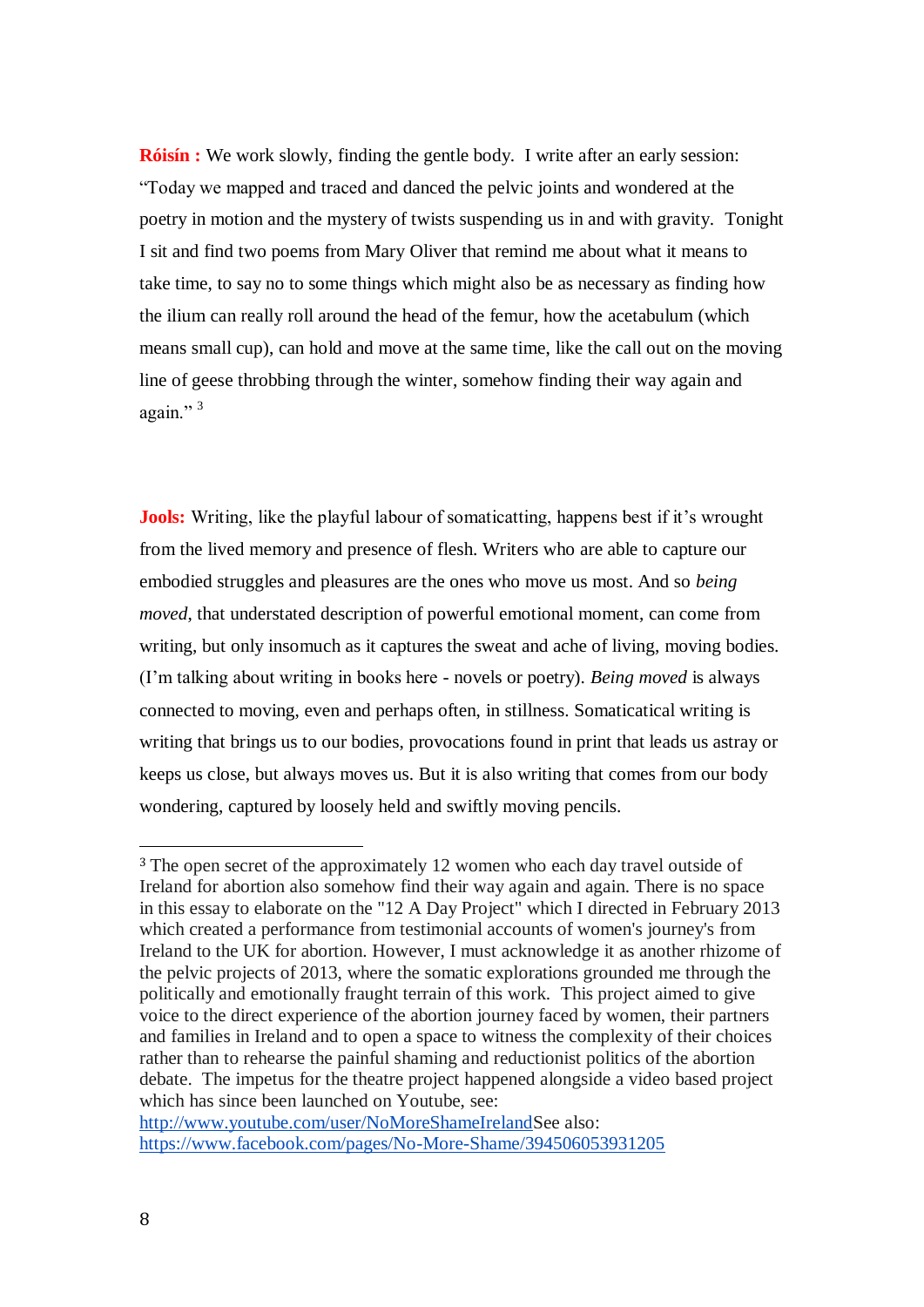**Róisín :** We work slowly, finding the gentle body. I write after an early session: "Today we mapped and traced and danced the pelvic joints and wondered at the poetry in motion and the mystery of twists suspending us in and with gravity. Tonight I sit and find two poems from Mary Oliver that remind me about what it means to take time, to say no to some things which might also be as necessary as finding how the ilium can really roll around the head of the femur, how the acetabulum (which means small cup), can hold and move at the same time, like the call out on the moving line of geese throbbing through the winter, somehow finding their way again and again." [3]

**Jools:** Writing, like the playful labour of somaticatting, happens best if it's wrought from the lived memory and presence of flesh. Writers who are able to capture our embodied struggles and pleasures are the ones who move us most. And so *being moved*, that understated description of powerful emotional moment, can come from writing, but only insomuch as it captures the sweat and ache of living, moving bodies. (I'm talking about writing in books here - novels or poetry). *Being moved* is always connected to moving, even and perhaps often, in stillness. Somatical writing is writing that brings us to our bodies, provocations found in print that leads us astray or keeps us close, but always moves us. But it is also writing that comes from our body wondering, captured by loosely held and swiftly moving pencils.

---

[3] The open secret of the approximately 12 women who each day travel outside of Ireland for abortion also somehow find their way again and again. There is no space in this essay to elaborate on the "12 A Day Project" which I directed in February 2013 which created a performance from testimonial accounts of women's journey's from Ireland to the UK for abortion. However, I must acknowledge it as another rhizome of the pelvic projects of 2013, where the somatic explorations grounded me through the politically and emotionally fraught terrain of this work. This project aimed to give voice to the direct experience of the abortion journey faced by women, their partners and families in Ireland and to open a space to witness the complexity of their choices rather than to rehearse the painful shaming and reductionist politics of the abortion debate. The impetus for the theatre project happened alongside a video based project which has since been launched on Youtube, see: http://www.youtube.com/user/NoMoreShameIrelandSee also: https://www.facebook.com/pages/No-More-Shame/394506053931205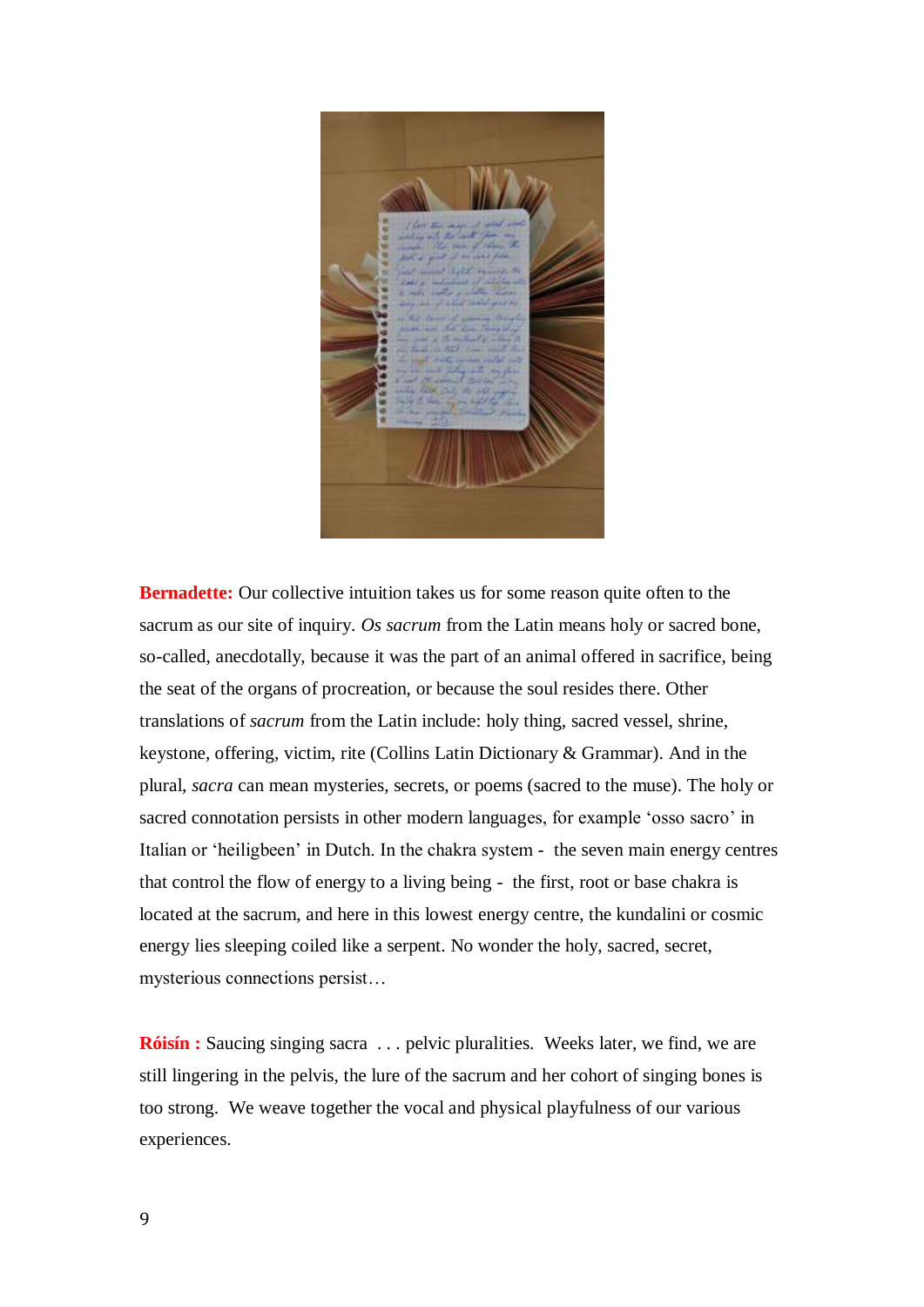**Bernadette:** Our collective intuition takes us for some reason quite often to the sacrum as our site of inquiry. *Os sacrum* from the Latin means holy or sacred bone, so-called, anecdotally, because it was the part of an animal offered in sacrifice, being the seat of the organs of procreation, or because the soul resides there. Other translations of *sacrum* from the Latin include: holy thing, sacred vessel, shrine, keystone, offering, victim, rite (Collins Latin Dictionary & Grammar). And in the plural, *sacra* can mean mysteries, secrets, or poems (sacred to the muse). The holy or sacred connotation persists in other modern languages, for example 'osso sacro' in Italian or 'heiligbeen' in Dutch. In the chakra system - the seven main energy centres that control the flow of energy to a living being - the first, root or base chakra is located at the sacrum, and here in this lowest energy centre, the kundalini or cosmic energy lies sleeping coiled like a serpent. No wonder the holy, sacred, secret, mysterious connections persist…

**Róisín :** Saucing singing sacra . . . pelvic pluralities. Weeks later, we find, we are still lingering in the pelvis, the lure of the sacrum and her cohort of singing bones is too strong. We weave together the vocal and physical playfulness of our various experiences.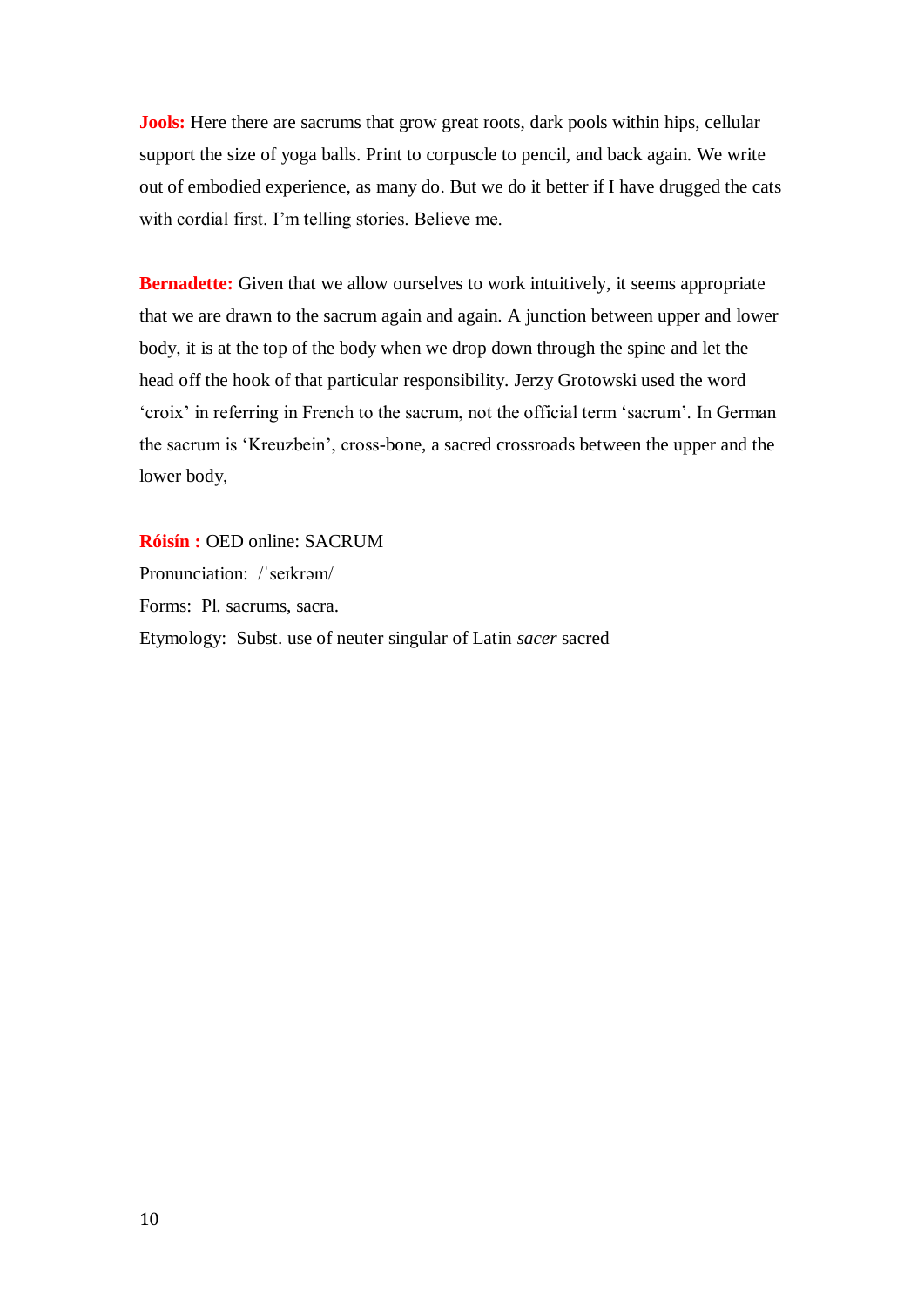**Jools:** Here there are sacrums that grow great roots, dark pools within hips, cellular support the size of yoga balls. Print to corpuscle to pencil, and back again. We write out of embodied experience, as many do. But we do it better if I have drugged the cats with cordial first. I'm telling stories. Believe me.

**Bernadette:** Given that we allow ourselves to work intuitively, it seems appropriate that we are drawn to the sacrum again and again. A junction between upper and lower body, it is at the top of the body when we drop down through the spine and let the head off the hook of that particular responsibility. Jerzy Grotowski used the word 'croix' in referring in French to the sacrum, not the official term 'sacrum'. In German the sacrum is 'Kreuzbein', cross-bone, a sacred crossroads between the upper and the lower body,

**Róisín :** OED online: SACRUM
Pronunciation: /ˈseɪkrəm/
Forms: Pl. sacrums, sacra.
Etymology: Subst. use of neuter singular of Latin *sacer* sacred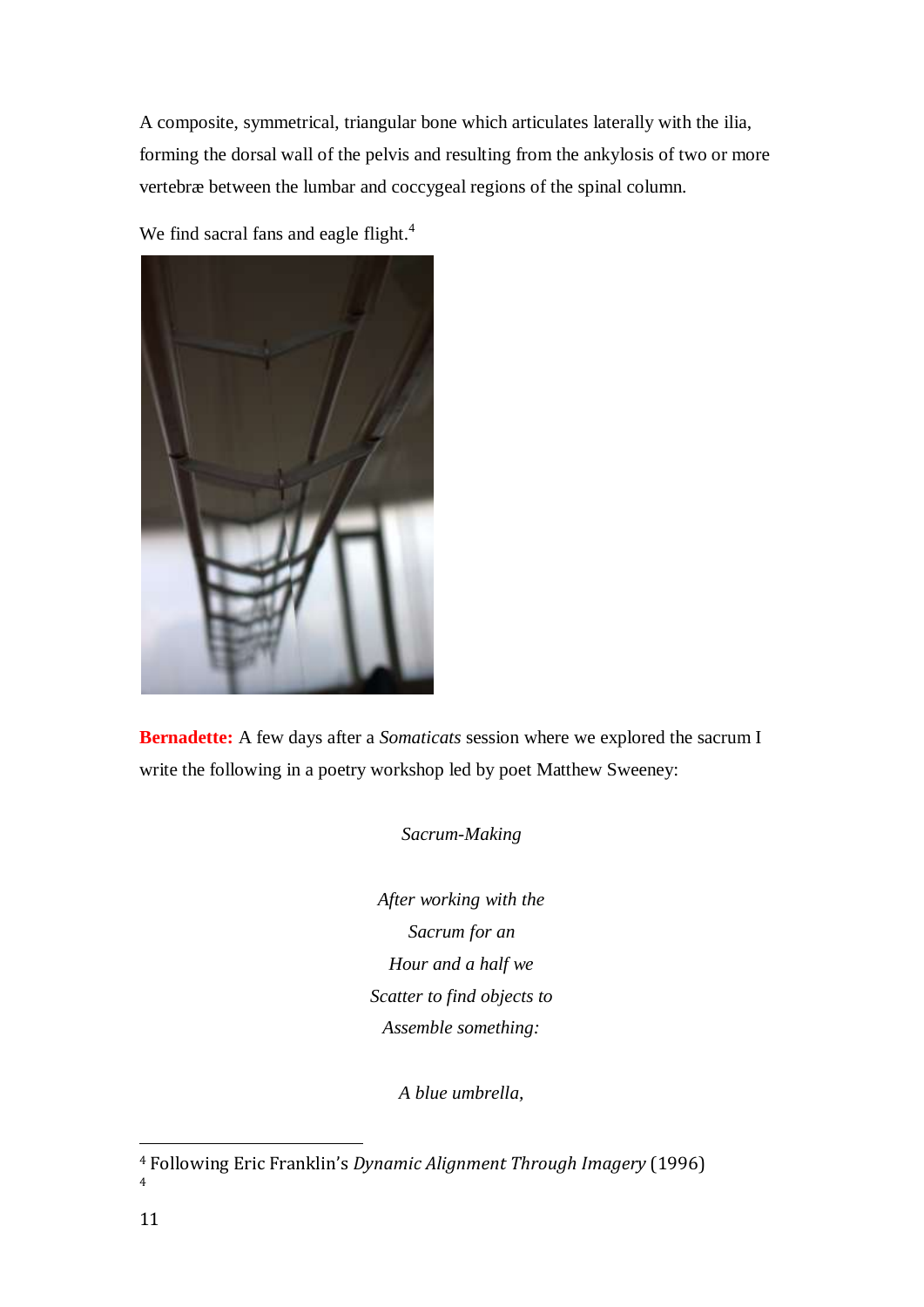A composite, symmetrical, triangular bone which articulates laterally with the ilia, forming the dorsal wall of the pelvis and resulting from the ankylosis of two or more vertebræ between the lumbar and coccygeal regions of the spinal column.

We find sacral fans and eagle flight.[4]

**Bernadette:** A few days after a *Somaticats* session where we explored the sacrum I write the following in a poetry workshop led by poet Matthew Sweeney:

*Sacrum-Making*

*After working with the*
*Sacrum for an*
*Hour and a half we*
*Scatter to find objects to*
*Assemble something:*

*A blue umbrella,*

---

[4] Following Eric Franklin's *Dynamic Alignment Through Imagery* (1996)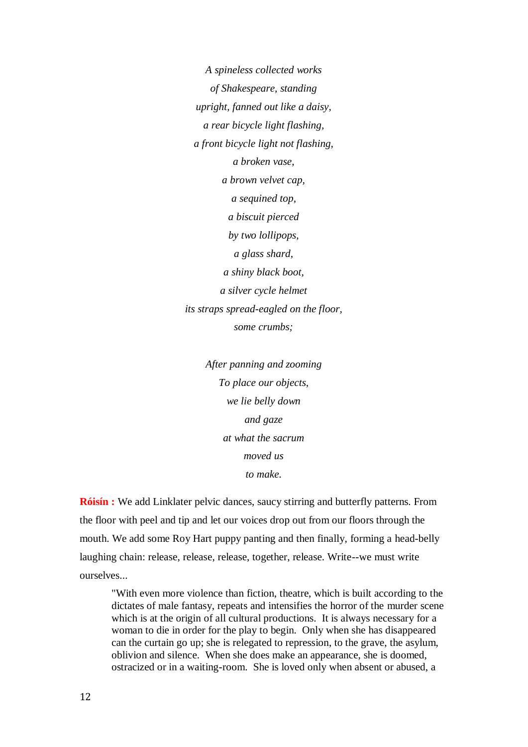*A spineless collected works*  
*of Shakespeare, standing*  
*upright, fanned out like a daisy,*  
*a rear bicycle light flashing,*  
*a front bicycle light not flashing,*  
*a broken vase,*  
*a brown velvet cap,*  
*a sequined top,*  
*a biscuit pierced*  
*by two lollipops,*  
*a glass shard,*  
*a shiny black boot,*  
*a silver cycle helmet*  
*its straps spread-eagled on the floor,*  
*some crumbs;*

*After panning and zooming*  
*To place our objects,*  
*we lie belly down*  
*and gaze*  
*at what the sacrum*  
*moved us*  
*to make.*

**Róisín :** We add Linklater pelvic dances, saucy stirring and butterfly patterns. From the floor with peel and tip and let our voices drop out from our floors through the mouth. We add some Roy Hart puppy panting and then finally, forming a head-belly laughing chain: release, release, release, together, release. Write--we must write ourselves...

> "With even more violence than fiction, theatre, which is built according to the dictates of male fantasy, repeats and intensifies the horror of the murder scene which is at the origin of all cultural productions. It is always necessary for a woman to die in order for the play to begin. Only when she has disappeared can the curtain go up; she is relegated to repression, to the grave, the asylum, oblivion and silence. When she does make an appearance, she is doomed, ostracized or in a waiting-room. She is loved only when absent or abused, a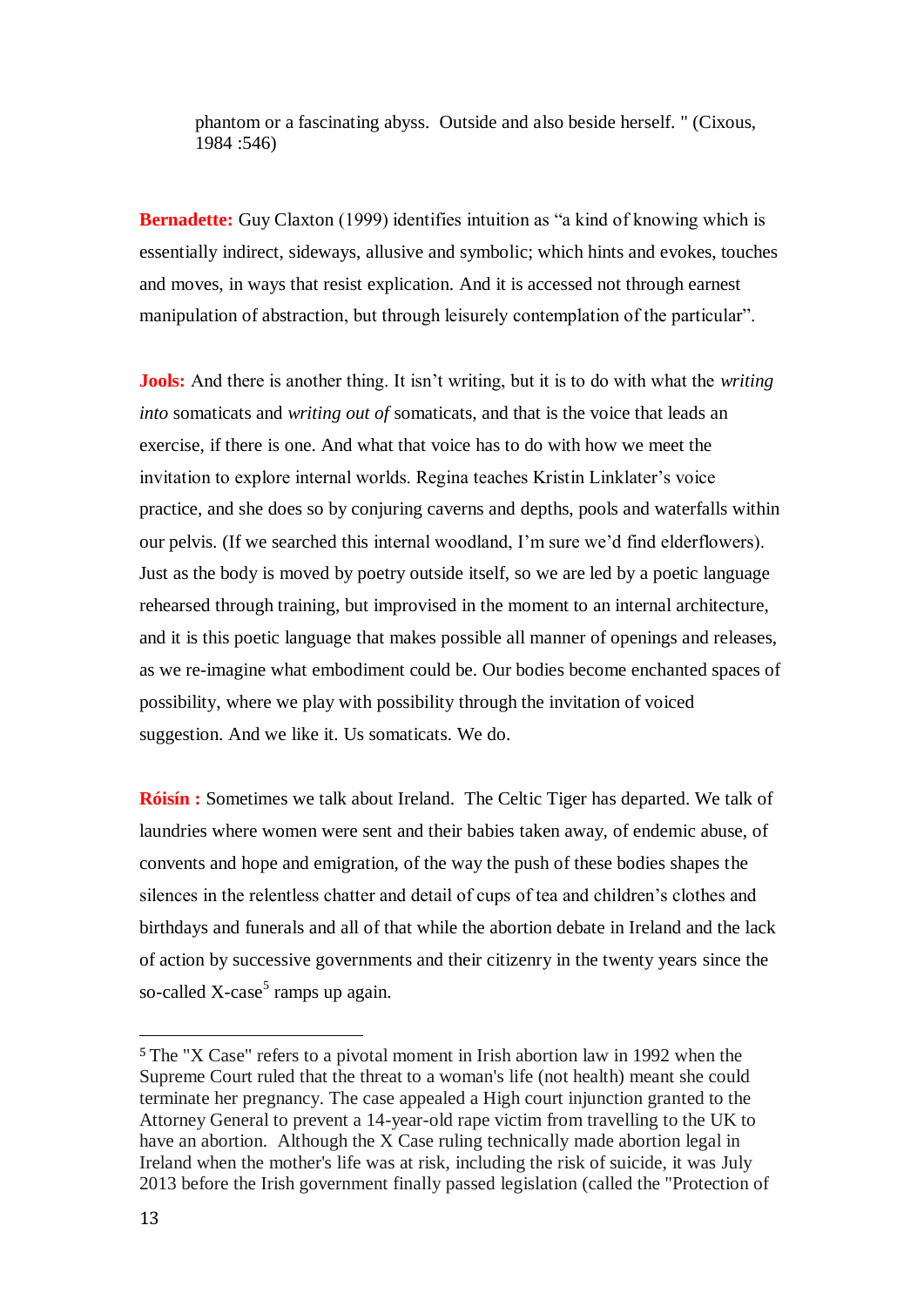> phantom or a fascinating abyss. Outside and also beside herself. " (Cixous, 1984 :546)

**Bernadette:** Guy Claxton (1999) identifies intuition as "a kind of knowing which is essentially indirect, sideways, allusive and symbolic; which hints and evokes, touches and moves, in ways that resist explication. And it is accessed not through earnest manipulation of abstraction, but through leisurely contemplation of the particular".

**Jools:** And there is another thing. It isn't writing, but it is to do with what the *writing into* somaticats and *writing out of* somaticats, and that is the voice that leads an exercise, if there is one. And what that voice has to do with how we meet the invitation to explore internal worlds. Regina teaches Kristin Linklater's voice practice, and she does so by conjuring caverns and depths, pools and waterfalls within our pelvis. (If we searched this internal woodland, I'm sure we'd find elderflowers). Just as the body is moved by poetry outside itself, so we are led by a poetic language rehearsed through training, but improvised in the moment to an internal architecture, and it is this poetic language that makes possible all manner of openings and releases, as we re-imagine what embodiment could be. Our bodies become enchanted spaces of possibility, where we play with possibility through the invitation of voiced suggestion. And we like it. Us somaticats. We do.

**Róisín :** Sometimes we talk about Ireland. The Celtic Tiger has departed. We talk of laundries where women were sent and their babies taken away, of endemic abuse, of convents and hope and emigration, of the way the push of these bodies shapes the silences in the relentless chatter and detail of cups of tea and children's clothes and birthdays and funerals and all of that while the abortion debate in Ireland and the lack of action by successive governments and their citizenry in the twenty years since the so-called X-case[5] ramps up again.

---

[5] The "X Case" refers to a pivotal moment in Irish abortion law in 1992 when the Supreme Court ruled that the threat to a woman's life (not health) meant she could terminate her pregnancy. The case appealed a High court injunction granted to the Attorney General to prevent a 14-year-old rape victim from travelling to the UK to have an abortion. Although the X Case ruling technically made abortion legal in Ireland when the mother's life was at risk, including the risk of suicide, it was July 2013 before the Irish government finally passed legislation (called the "Protection of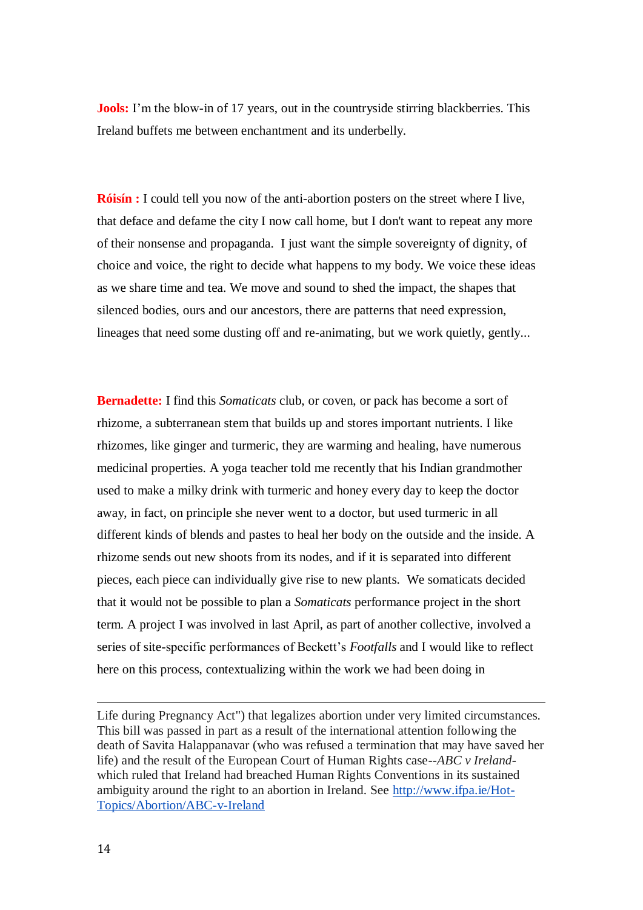**Jools:** I'm the blow-in of 17 years, out in the countryside stirring blackberries. This Ireland buffets me between enchantment and its underbelly.

**Róisín :** I could tell you now of the anti-abortion posters on the street where I live, that deface and defame the city I now call home, but I don't want to repeat any more of their nonsense and propaganda. I just want the simple sovereignty of dignity, of choice and voice, the right to decide what happens to my body. We voice these ideas as we share time and tea. We move and sound to shed the impact, the shapes that silenced bodies, ours and our ancestors, there are patterns that need expression, lineages that need some dusting off and re-animating, but we work quietly, gently...

**Bernadette:** I find this *Somaticats* club, or coven, or pack has become a sort of rhizome, a subterranean stem that builds up and stores important nutrients. I like rhizomes, like ginger and turmeric, they are warming and healing, have numerous medicinal properties. A yoga teacher told me recently that his Indian grandmother used to make a milky drink with turmeric and honey every day to keep the doctor away, in fact, on principle she never went to a doctor, but used turmeric in all different kinds of blends and pastes to heal her body on the outside and the inside. A rhizome sends out new shoots from its nodes, and if it is separated into different pieces, each piece can individually give rise to new plants. We somaticats decided that it would not be possible to plan a *Somaticats* performance project in the short term. A project I was involved in last April, as part of another collective, involved a series of site-specific performances of Beckett's *Footfalls* and I would like to reflect here on this process, contextualizing within the work we had been doing in

---

Life during Pregnancy Act") that legalizes abortion under very limited circumstances. This bill was passed in part as a result of the international attention following the death of Savita Halappanavar (who was refused a termination that may have saved her life) and the result of the European Court of Human Rights case--*ABC v Ireland*- which ruled that Ireland had breached Human Rights Conventions in its sustained ambiguity around the right to an abortion in Ireland. See [http://www.ifpa.ie/Hot-Topics/Abortion/ABC-v-Ireland](http://www.ifpa.ie/Hot-Topics/Abortion/ABC-v-Ireland)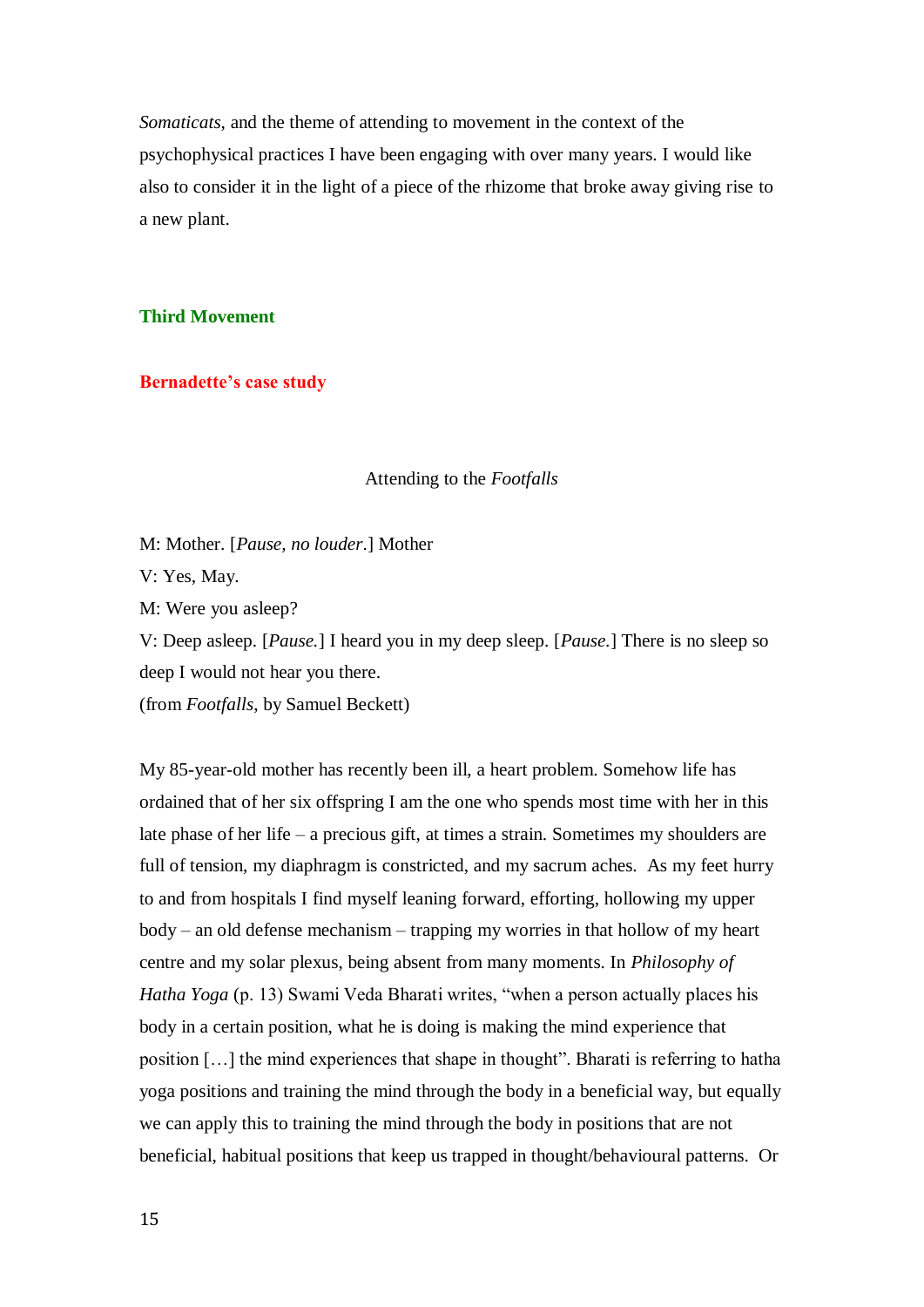*Somaticats*, and the theme of attending to movement in the context of the psychophysical practices I have been engaging with over many years. I would like also to consider it in the light of a piece of the rhizome that broke away giving rise to a new plant.

## Third Movement

### Bernadette's case study

Attending to the *Footfalls*

M: Mother. [*Pause, no louder*.] Mother
V: Yes, May.
M: Were you asleep?
V: Deep asleep. [*Pause.*] I heard you in my deep sleep. [*Pause.*] There is no sleep so deep I would not hear you there.
(from *Footfalls*, by Samuel Beckett)

My 85-year-old mother has recently been ill, a heart problem. Somehow life has ordained that of her six offspring I am the one who spends most time with her in this late phase of her life – a precious gift, at times a strain. Sometimes my shoulders are full of tension, my diaphragm is constricted, and my sacrum aches. As my feet hurry to and from hospitals I find myself leaning forward, efforting, hollowing my upper body – an old defense mechanism – trapping my worries in that hollow of my heart centre and my solar plexus, being absent from many moments. In *Philosophy of Hatha Yoga* (p. 13) Swami Veda Bharati writes, "when a person actually places his body in a certain position, what he is doing is making the mind experience that position […] the mind experiences that shape in thought". Bharati is referring to hatha yoga positions and training the mind through the body in a beneficial way, but equally we can apply this to training the mind through the body in positions that are not beneficial, habitual positions that keep us trapped in thought/behavioural patterns. Or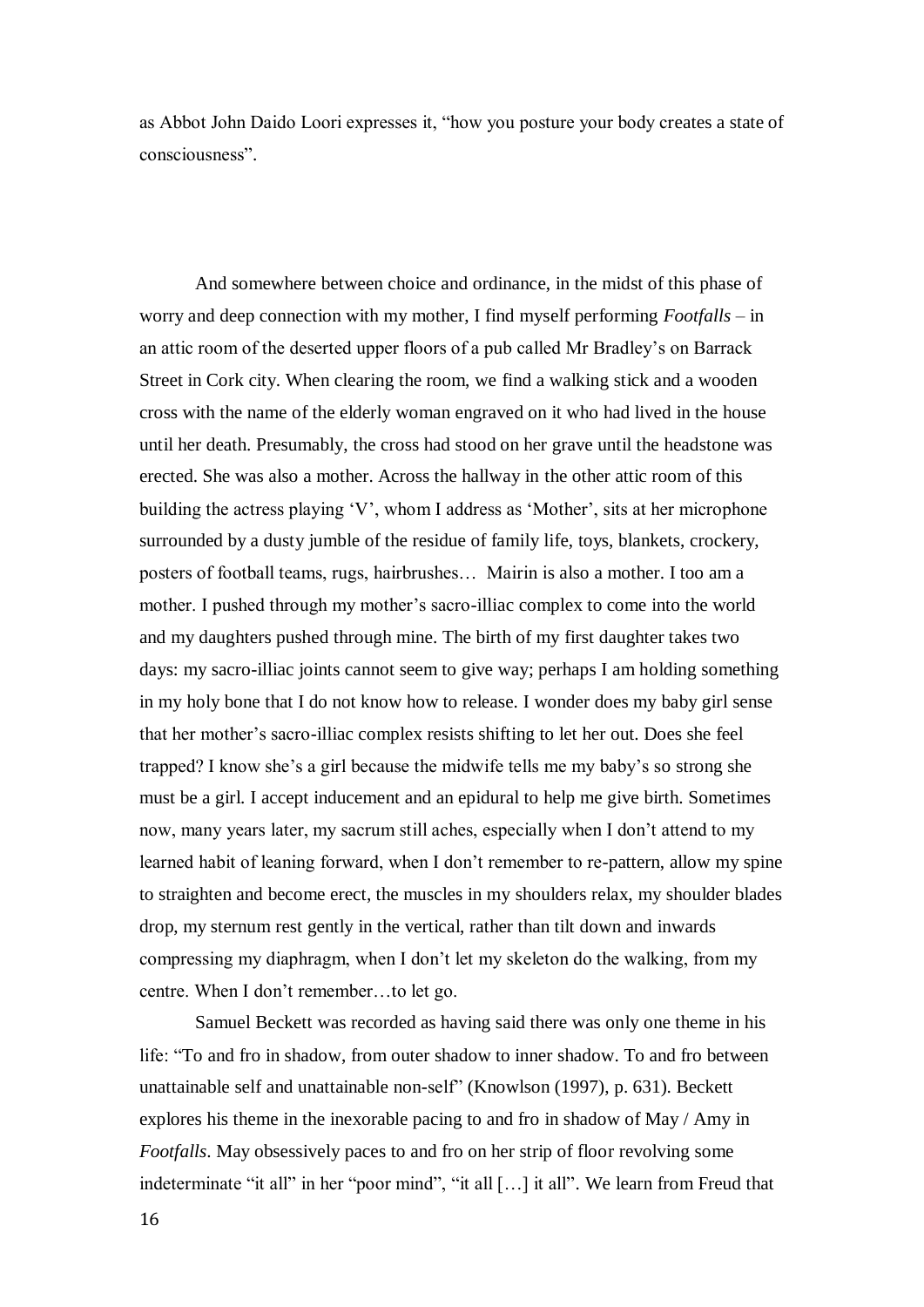as Abbot John Daido Loori expresses it, "how you posture your body creates a state of consciousness".

And somewhere between choice and ordinance, in the midst of this phase of worry and deep connection with my mother, I find myself performing *Footfalls* – in an attic room of the deserted upper floors of a pub called Mr Bradley's on Barrack Street in Cork city. When clearing the room, we find a walking stick and a wooden cross with the name of the elderly woman engraved on it who had lived in the house until her death. Presumably, the cross had stood on her grave until the headstone was erected. She was also a mother. Across the hallway in the other attic room of this building the actress playing 'V', whom I address as 'Mother', sits at her microphone surrounded by a dusty jumble of the residue of family life, toys, blankets, crockery, posters of football teams, rugs, hairbrushes… Mairin is also a mother. I too am a mother. I pushed through my mother's sacro-illiac complex to come into the world and my daughters pushed through mine. The birth of my first daughter takes two days: my sacro-illiac joints cannot seem to give way; perhaps I am holding something in my holy bone that I do not know how to release. I wonder does my baby girl sense that her mother's sacro-illiac complex resists shifting to let her out. Does she feel trapped? I know she's a girl because the midwife tells me my baby's so strong she must be a girl. I accept inducement and an epidural to help me give birth. Sometimes now, many years later, my sacrum still aches, especially when I don't attend to my learned habit of leaning forward, when I don't remember to re-pattern, allow my spine to straighten and become erect, the muscles in my shoulders relax, my shoulder blades drop, my sternum rest gently in the vertical, rather than tilt down and inwards compressing my diaphragm, when I don't let my skeleton do the walking, from my centre. When I don't remember…to let go.

Samuel Beckett was recorded as having said there was only one theme in his life: "To and fro in shadow, from outer shadow to inner shadow. To and fro between unattainable self and unattainable non-self" (Knowlson (1997), p. 631). Beckett explores his theme in the inexorable pacing to and fro in shadow of May / Amy in *Footfalls*. May obsessively paces to and fro on her strip of floor revolving some indeterminate "it all" in her "poor mind", "it all […] it all". We learn from Freud that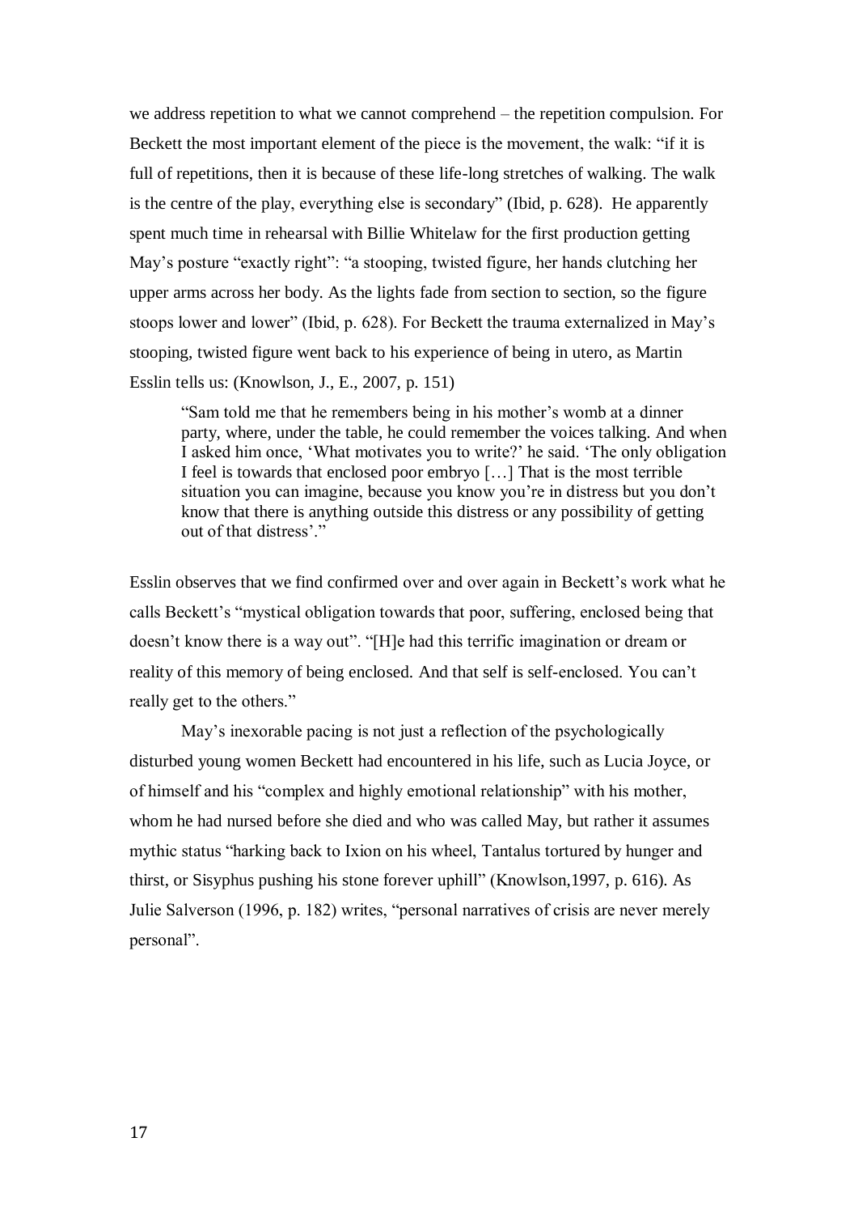we address repetition to what we cannot comprehend – the repetition compulsion. For Beckett the most important element of the piece is the movement, the walk: "if it is full of repetitions, then it is because of these life-long stretches of walking. The walk is the centre of the play, everything else is secondary" (Ibid, p. 628). He apparently spent much time in rehearsal with Billie Whitelaw for the first production getting May's posture "exactly right": "a stooping, twisted figure, her hands clutching her upper arms across her body. As the lights fade from section to section, so the figure stoops lower and lower" (Ibid, p. 628). For Beckett the trauma externalized in May's stooping, twisted figure went back to his experience of being in utero, as Martin Esslin tells us: (Knowlson, J., E., 2007, p. 151)

> "Sam told me that he remembers being in his mother's womb at a dinner party, where, under the table, he could remember the voices talking. And when I asked him once, 'What motivates you to write?' he said. 'The only obligation I feel is towards that enclosed poor embryo […] That is the most terrible situation you can imagine, because you know you're in distress but you don't know that there is anything outside this distress or any possibility of getting out of that distress'."

Esslin observes that we find confirmed over and over again in Beckett's work what he calls Beckett's "mystical obligation towards that poor, suffering, enclosed being that doesn't know there is a way out". "[H]e had this terrific imagination or dream or reality of this memory of being enclosed. And that self is self-enclosed. You can't really get to the others."

May's inexorable pacing is not just a reflection of the psychologically disturbed young women Beckett had encountered in his life, such as Lucia Joyce, or of himself and his "complex and highly emotional relationship" with his mother, whom he had nursed before she died and who was called May, but rather it assumes mythic status "harking back to Ixion on his wheel, Tantalus tortured by hunger and thirst, or Sisyphus pushing his stone forever uphill" (Knowlson,1997, p. 616). As Julie Salverson (1996, p. 182) writes, "personal narratives of crisis are never merely personal".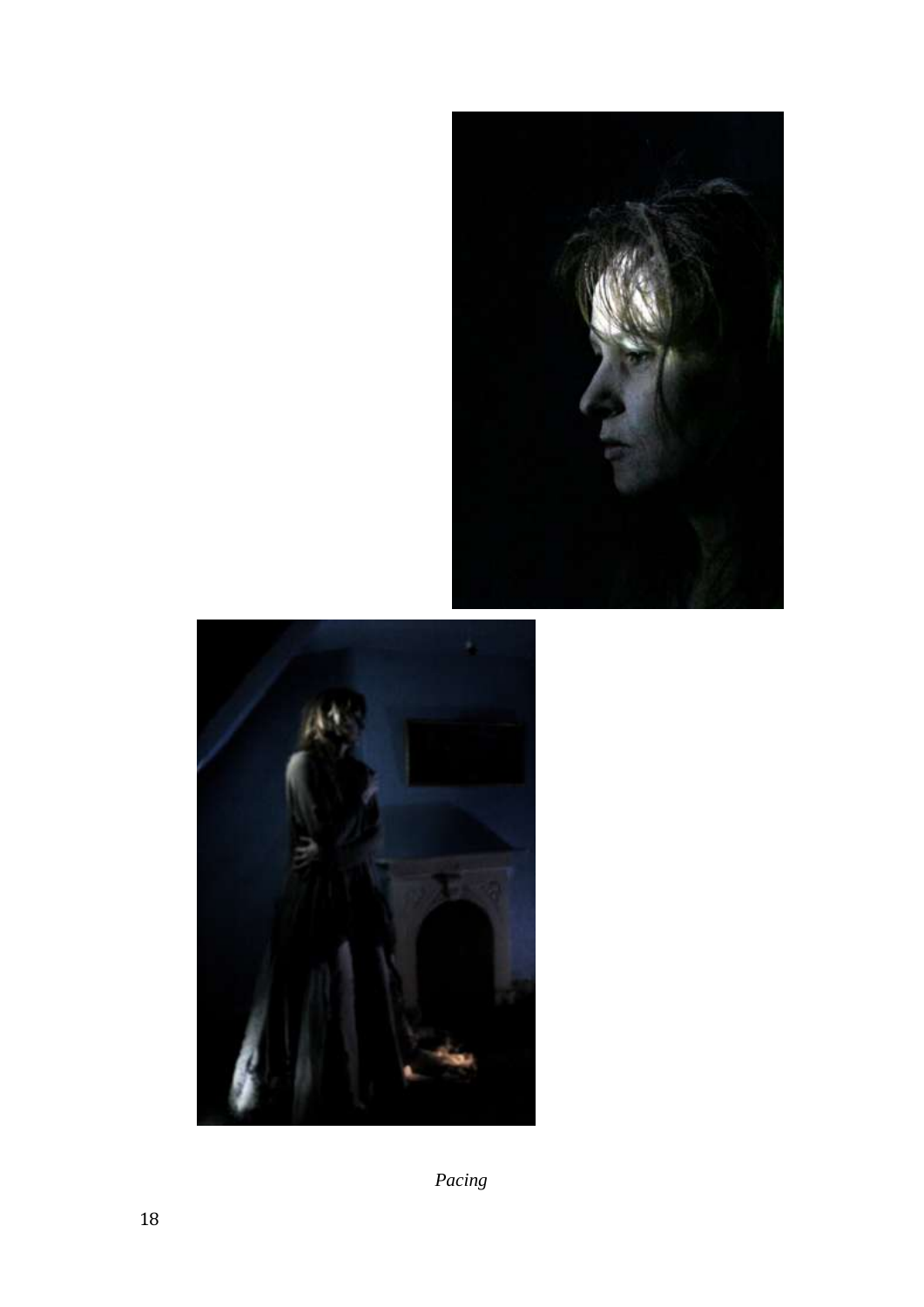*Pacing*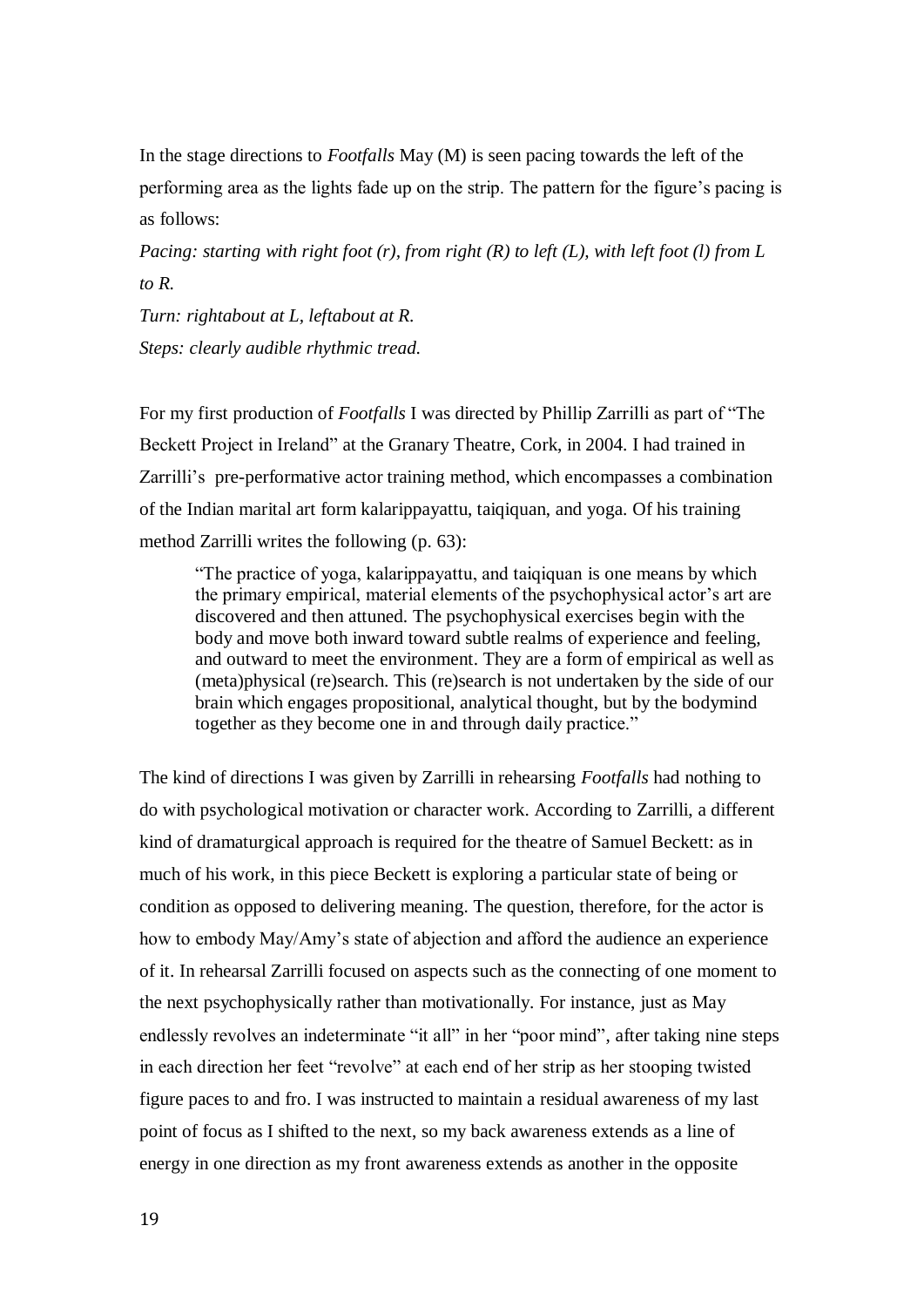In the stage directions to *Footfalls* May (M) is seen pacing towards the left of the performing area as the lights fade up on the strip. The pattern for the figure's pacing is as follows:

*Pacing: starting with right foot (r), from right (R) to left (L), with left foot (l) from L to R.*

*Turn: rightabout at L, leftabout at R.*

*Steps: clearly audible rhythmic tread.*

For my first production of *Footfalls* I was directed by Phillip Zarrilli as part of "The Beckett Project in Ireland" at the Granary Theatre, Cork, in 2004. I had trained in Zarrilli's pre-performative actor training method, which encompasses a combination of the Indian marital art form kalarippayattu, taiqiquan, and yoga. Of his training method Zarrilli writes the following (p. 63):

> "The practice of yoga, kalarippayattu, and taiqiquan is one means by which the primary empirical, material elements of the psychophysical actor's art are discovered and then attuned. The psychophysical exercises begin with the body and move both inward toward subtle realms of experience and feeling, and outward to meet the environment. They are a form of empirical as well as (meta)physical (re)search. This (re)search is not undertaken by the side of our brain which engages propositional, analytical thought, but by the bodymind together as they become one in and through daily practice."

The kind of directions I was given by Zarrilli in rehearsing *Footfalls* had nothing to do with psychological motivation or character work. According to Zarrilli, a different kind of dramaturgical approach is required for the theatre of Samuel Beckett: as in much of his work, in this piece Beckett is exploring a particular state of being or condition as opposed to delivering meaning. The question, therefore, for the actor is how to embody May/Amy's state of abjection and afford the audience an experience of it. In rehearsal Zarrilli focused on aspects such as the connecting of one moment to the next psychophysically rather than motivationally. For instance, just as May endlessly revolves an indeterminate "it all" in her "poor mind", after taking nine steps in each direction her feet "revolve" at each end of her strip as her stooping twisted figure paces to and fro. I was instructed to maintain a residual awareness of my last point of focus as I shifted to the next, so my back awareness extends as a line of energy in one direction as my front awareness extends as another in the opposite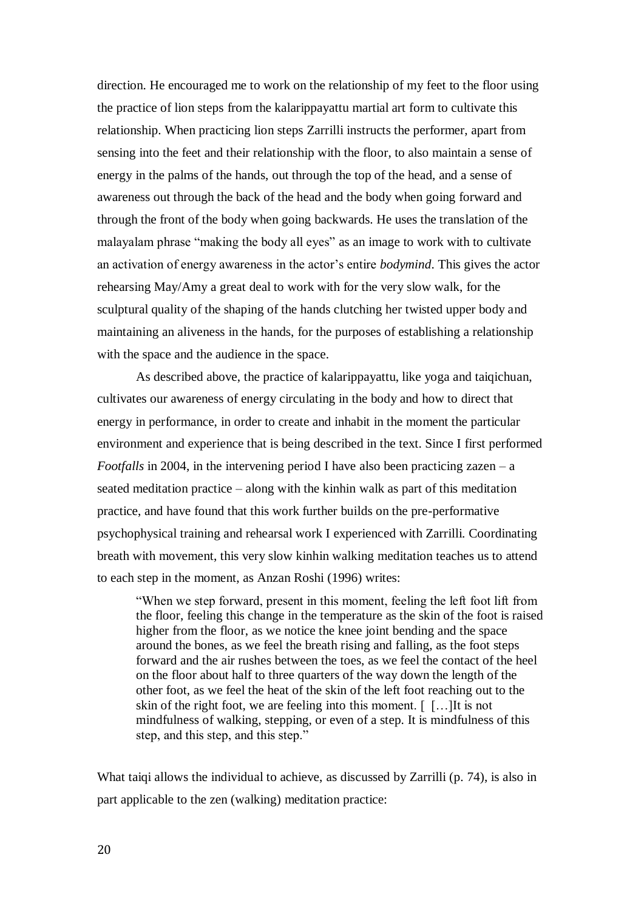direction. He encouraged me to work on the relationship of my feet to the floor using the practice of lion steps from the kalarippayattu martial art form to cultivate this relationship. When practicing lion steps Zarrilli instructs the performer, apart from sensing into the feet and their relationship with the floor, to also maintain a sense of energy in the palms of the hands, out through the top of the head, and a sense of awareness out through the back of the head and the body when going forward and through the front of the body when going backwards. He uses the translation of the malayalam phrase "making the body all eyes" as an image to work with to cultivate an activation of energy awareness in the actor's entire *bodymind*. This gives the actor rehearsing May/Amy a great deal to work with for the very slow walk, for the sculptural quality of the shaping of the hands clutching her twisted upper body and maintaining an aliveness in the hands, for the purposes of establishing a relationship with the space and the audience in the space.

As described above, the practice of kalarippayattu, like yoga and taiqichuan, cultivates our awareness of energy circulating in the body and how to direct that energy in performance, in order to create and inhabit in the moment the particular environment and experience that is being described in the text. Since I first performed *Footfalls* in 2004, in the intervening period I have also been practicing zazen – a seated meditation practice – along with the kinhin walk as part of this meditation practice, and have found that this work further builds on the pre-performative psychophysical training and rehearsal work I experienced with Zarrilli. Coordinating breath with movement, this very slow kinhin walking meditation teaches us to attend to each step in the moment, as Anzan Roshi (1996) writes:

> "When we step forward, present in this moment, feeling the left foot lift from the floor, feeling this change in the temperature as the skin of the foot is raised higher from the floor, as we notice the knee joint bending and the space around the bones, as we feel the breath rising and falling, as the foot steps forward and the air rushes between the toes, as we feel the contact of the heel on the floor about half to three quarters of the way down the length of the other foot, as we feel the heat of the skin of the left foot reaching out to the skin of the right foot, we are feeling into this moment. [ […]It is not mindfulness of walking, stepping, or even of a step. It is mindfulness of this step, and this step, and this step."

What taiqi allows the individual to achieve, as discussed by Zarrilli (p. 74), is also in part applicable to the zen (walking) meditation practice: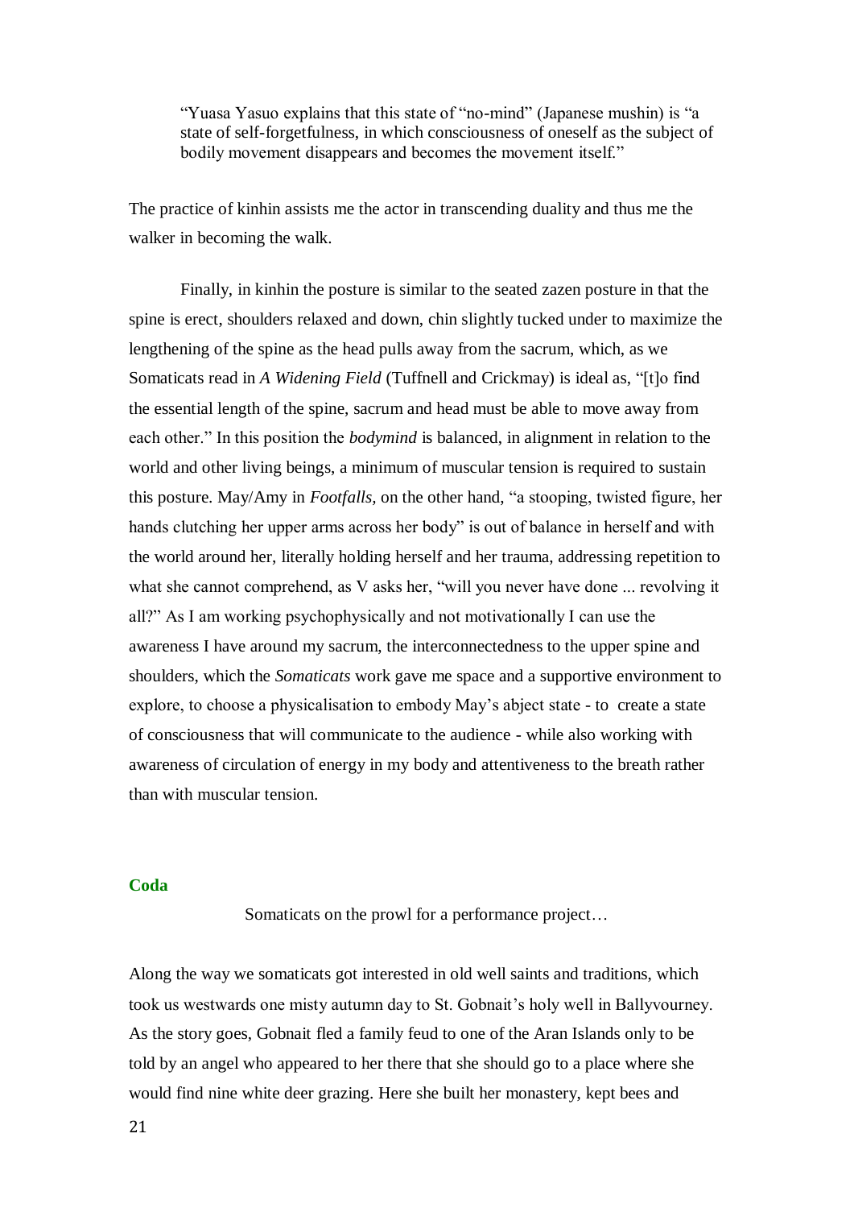> "Yuasa Yasuo explains that this state of "no-mind" (Japanese mushin) is "a state of self-forgetfulness, in which consciousness of oneself as the subject of bodily movement disappears and becomes the movement itself."

The practice of kinhin assists me the actor in transcending duality and thus me the walker in becoming the walk.

Finally, in kinhin the posture is similar to the seated zazen posture in that the spine is erect, shoulders relaxed and down, chin slightly tucked under to maximize the lengthening of the spine as the head pulls away from the sacrum, which, as we Somaticats read in *A Widening Field* (Tuffnell and Crickmay) is ideal as, "[t]o find the essential length of the spine, sacrum and head must be able to move away from each other." In this position the *bodymind* is balanced, in alignment in relation to the world and other living beings, a minimum of muscular tension is required to sustain this posture. May/Amy in *Footfalls,* on the other hand, "a stooping, twisted figure, her hands clutching her upper arms across her body" is out of balance in herself and with the world around her, literally holding herself and her trauma, addressing repetition to what she cannot comprehend, as V asks her, "will you never have done ... revolving it all?" As I am working psychophysically and not motivationally I can use the awareness I have around my sacrum, the interconnectedness to the upper spine and shoulders, which the *Somaticats* work gave me space and a supportive environment to explore, to choose a physicalisation to embody May's abject state - to create a state of consciousness that will communicate to the audience - while also working with awareness of circulation of energy in my body and attentiveness to the breath rather than with muscular tension.

## Coda

Somaticats on the prowl for a performance project…

Along the way we somaticats got interested in old well saints and traditions, which took us westwards one misty autumn day to St. Gobnait's holy well in Ballyvourney. As the story goes, Gobnait fled a family feud to one of the Aran Islands only to be told by an angel who appeared to her there that she should go to a place where she would find nine white deer grazing. Here she built her monastery, kept bees and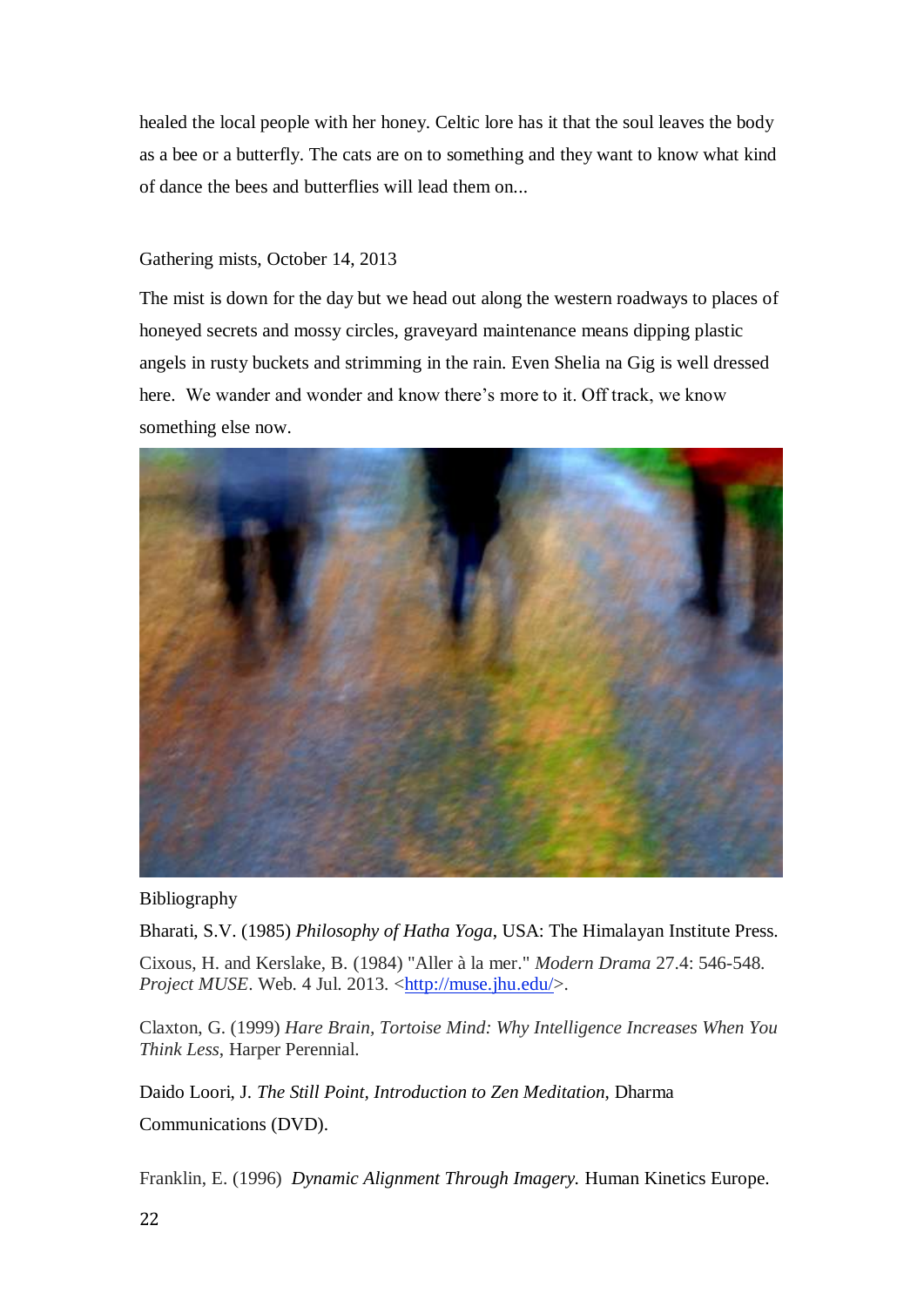healed the local people with her honey. Celtic lore has it that the soul leaves the body as a bee or a butterfly. The cats are on to something and they want to know what kind of dance the bees and butterflies will lead them on...

Gathering mists, October 14, 2013

The mist is down for the day but we head out along the western roadways to places of honeyed secrets and mossy circles, graveyard maintenance means dipping plastic angels in rusty buckets and strimming in the rain. Even Shelia na Gig is well dressed here.  We wander and wonder and know there's more to it. Off track, we know something else now.

Bibliography

Bharati, S.V. (1985) *Philosophy of Hatha Yoga*, USA: The Himalayan Institute Press.

Cixous, H. and Kerslake, B. (1984) "Aller à la mer." *Modern Drama* 27.4: 546-548. *Project MUSE*. Web. 4 Jul. 2013. <http://muse.jhu.edu/>.

Claxton, G. (1999) *Hare Brain, Tortoise Mind: Why Intelligence Increases When You Think Less*, Harper Perennial.

Daido Loori, J. *The Still Point, Introduction to Zen Meditation*, Dharma Communications (DVD).

Franklin, E. (1996)  *Dynamic Alignment Through Imagery.* Human Kinetics Europe.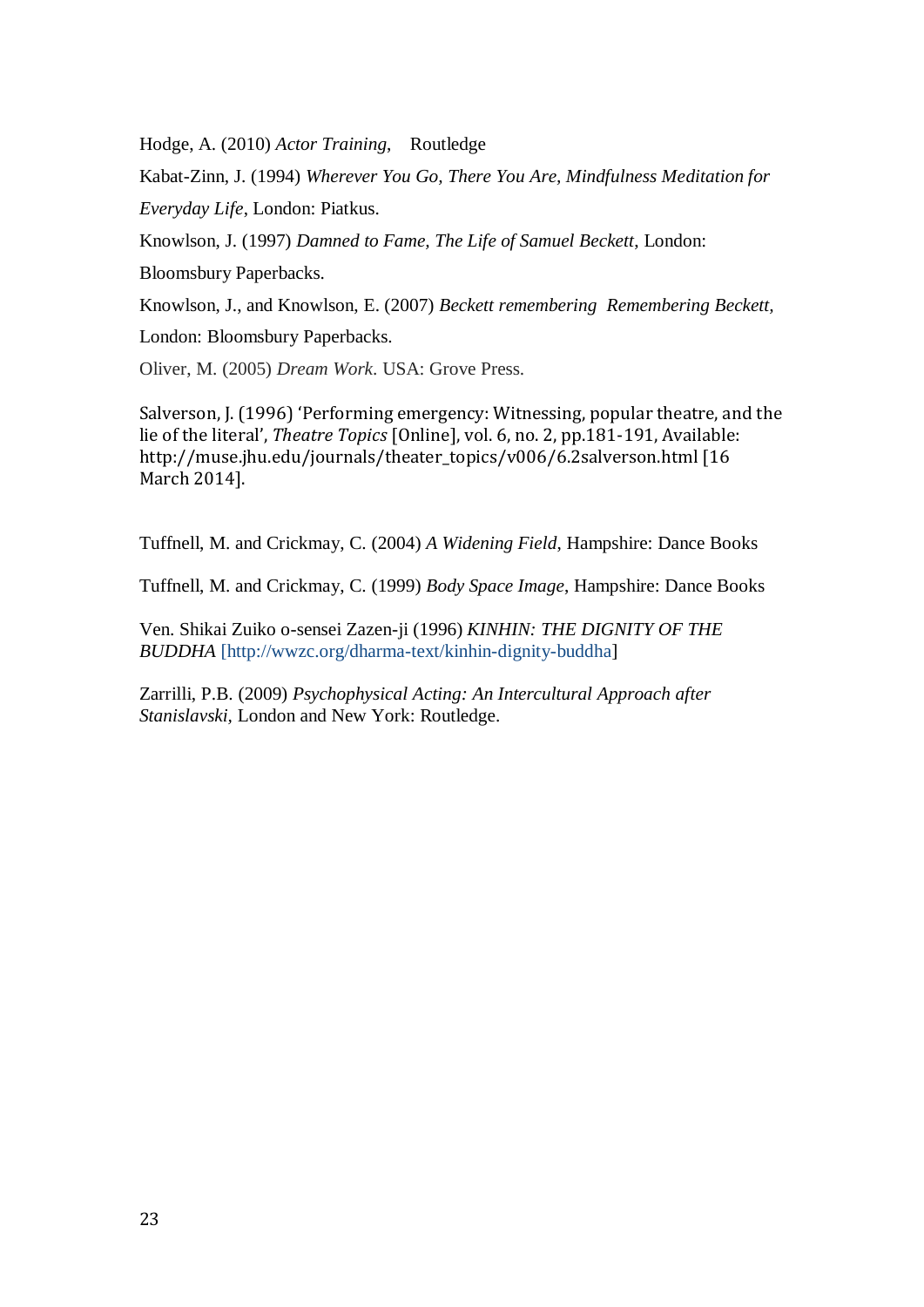Hodge, A. (2010) *Actor Training*, Routledge

Kabat-Zinn, J. (1994) *Wherever You Go, There You Are, Mindfulness Meditation for Everyday Life*, London: Piatkus.

Knowlson, J. (1997) *Damned to Fame, The Life of Samuel Beckett*, London: Bloomsbury Paperbacks.

Knowlson, J., and Knowlson, E. (2007) *Beckett remembering Remembering Beckett*, London: Bloomsbury Paperbacks.

Oliver, M. (2005) *Dream Work*. USA: Grove Press.

Salverson, J. (1996) 'Performing emergency: Witnessing, popular theatre, and the lie of the literal', *Theatre Topics* [Online], vol. 6, no. 2, pp.181-191, Available: http://muse.jhu.edu/journals/theater_topics/v006/6.2salverson.html [16 March 2014].

Tuffnell, M. and Crickmay, C. (2004) *A Widening Field*, Hampshire: Dance Books

Tuffnell, M. and Crickmay, C. (1999) *Body Space Image*, Hampshire: Dance Books

Ven. Shikai Zuiko o-sensei Zazen-ji (1996) *KINHIN: THE DIGNITY OF THE BUDDHA* [http://wwzc.org/dharma-text/kinhin-dignity-buddha]

Zarrilli, P.B. (2009) *Psychophysical Acting: An Intercultural Approach after Stanislavski*, London and New York: Routledge.